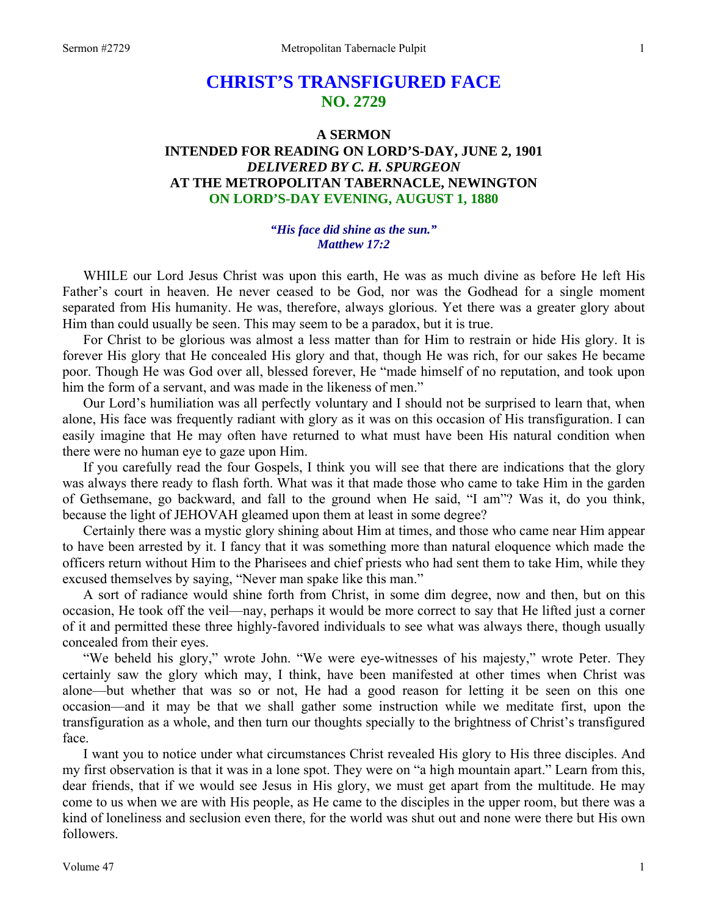# CHRIST'S TRANSFIGURED FACE
## NO. 2729

### A SERMON
### INTENDED FOR READING ON LORD'S-DAY, JUNE 2, 1901
### *DELIVERED BY C. H. SPURGEON*
### AT THE METROPOLITAN TABERNACLE, NEWINGTON
### ON LORD'S-DAY EVENING, AUGUST 1, 1880

***"His face did shine as the sun."***
***Matthew 17:2***

WHILE our Lord Jesus Christ was upon this earth, He was as much divine as before He left His Father's court in heaven. He never ceased to be God, nor was the Godhead for a single moment separated from His humanity. He was, therefore, always glorious. Yet there was a greater glory about Him than could usually be seen. This may seem to be a paradox, but it is true.

For Christ to be glorious was almost a less matter than for Him to restrain or hide His glory. It is forever His glory that He concealed His glory and that, though He was rich, for our sakes He became poor. Though He was God over all, blessed forever, He "made himself of no reputation, and took upon him the form of a servant, and was made in the likeness of men."

Our Lord's humiliation was all perfectly voluntary and I should not be surprised to learn that, when alone, His face was frequently radiant with glory as it was on this occasion of His transfiguration. I can easily imagine that He may often have returned to what must have been His natural condition when there were no human eye to gaze upon Him.

If you carefully read the four Gospels, I think you will see that there are indications that the glory was always there ready to flash forth. What was it that made those who came to take Him in the garden of Gethsemane, go backward, and fall to the ground when He said, "I am"? Was it, do you think, because the light of JEHOVAH gleamed upon them at least in some degree?

Certainly there was a mystic glory shining about Him at times, and those who came near Him appear to have been arrested by it. I fancy that it was something more than natural eloquence which made the officers return without Him to the Pharisees and chief priests who had sent them to take Him, while they excused themselves by saying, "Never man spake like this man."

A sort of radiance would shine forth from Christ, in some dim degree, now and then, but on this occasion, He took off the veil—nay, perhaps it would be more correct to say that He lifted just a corner of it and permitted these three highly-favored individuals to see what was always there, though usually concealed from their eyes.

"We beheld his glory," wrote John. "We were eye-witnesses of his majesty," wrote Peter. They certainly saw the glory which may, I think, have been manifested at other times when Christ was alone—but whether that was so or not, He had a good reason for letting it be seen on this one occasion—and it may be that we shall gather some instruction while we meditate first, upon the transfiguration as a whole, and then turn our thoughts specially to the brightness of Christ's transfigured face.

I want you to notice under what circumstances Christ revealed His glory to His three disciples. And my first observation is that it was in a lone spot. They were on "a high mountain apart." Learn from this, dear friends, that if we would see Jesus in His glory, we must get apart from the multitude. He may come to us when we are with His people, as He came to the disciples in the upper room, but there was a kind of loneliness and seclusion even there, for the world was shut out and none were there but His own followers.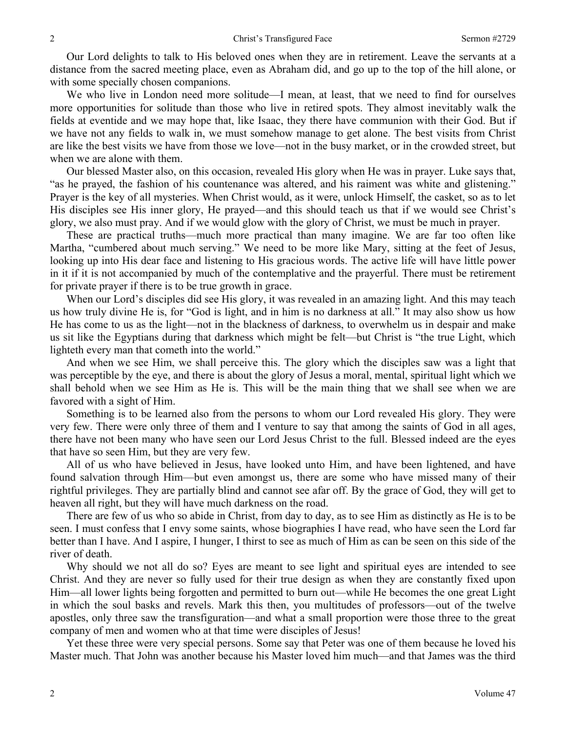Our Lord delights to talk to His beloved ones when they are in retirement. Leave the servants at a distance from the sacred meeting place, even as Abraham did, and go up to the top of the hill alone, or with some specially chosen companions.

We who live in London need more solitude—I mean, at least, that we need to find for ourselves more opportunities for solitude than those who live in retired spots. They almost inevitably walk the fields at eventide and we may hope that, like Isaac, they there have communion with their God. But if we have not any fields to walk in, we must somehow manage to get alone. The best visits from Christ are like the best visits we have from those we love—not in the busy market, or in the crowded street, but when we are alone with them.

Our blessed Master also, on this occasion, revealed His glory when He was in prayer. Luke says that, "as he prayed, the fashion of his countenance was altered, and his raiment was white and glistening." Prayer is the key of all mysteries. When Christ would, as it were, unlock Himself, the casket, so as to let His disciples see His inner glory, He prayed—and this should teach us that if we would see Christ's glory, we also must pray. And if we would glow with the glory of Christ, we must be much in prayer.

These are practical truths—much more practical than many imagine. We are far too often like Martha, "cumbered about much serving." We need to be more like Mary, sitting at the feet of Jesus, looking up into His dear face and listening to His gracious words. The active life will have little power in it if it is not accompanied by much of the contemplative and the prayerful. There must be retirement for private prayer if there is to be true growth in grace.

When our Lord's disciples did see His glory, it was revealed in an amazing light. And this may teach us how truly divine He is, for "God is light, and in him is no darkness at all." It may also show us how He has come to us as the light—not in the blackness of darkness, to overwhelm us in despair and make us sit like the Egyptians during that darkness which might be felt—but Christ is "the true Light, which lighteth every man that cometh into the world."

And when we see Him, we shall perceive this. The glory which the disciples saw was a light that was perceptible by the eye, and there is about the glory of Jesus a moral, mental, spiritual light which we shall behold when we see Him as He is. This will be the main thing that we shall see when we are favored with a sight of Him.

Something is to be learned also from the persons to whom our Lord revealed His glory. They were very few. There were only three of them and I venture to say that among the saints of God in all ages, there have not been many who have seen our Lord Jesus Christ to the full. Blessed indeed are the eyes that have so seen Him, but they are very few.

All of us who have believed in Jesus, have looked unto Him, and have been lightened, and have found salvation through Him—but even amongst us, there are some who have missed many of their rightful privileges. They are partially blind and cannot see afar off. By the grace of God, they will get to heaven all right, but they will have much darkness on the road.

There are few of us who so abide in Christ, from day to day, as to see Him as distinctly as He is to be seen. I must confess that I envy some saints, whose biographies I have read, who have seen the Lord far better than I have. And I aspire, I hunger, I thirst to see as much of Him as can be seen on this side of the river of death.

Why should we not all do so? Eyes are meant to see light and spiritual eyes are intended to see Christ. And they are never so fully used for their true design as when they are constantly fixed upon Him—all lower lights being forgotten and permitted to burn out—while He becomes the one great Light in which the soul basks and revels. Mark this then, you multitudes of professors—out of the twelve apostles, only three saw the transfiguration—and what a small proportion were those three to the great company of men and women who at that time were disciples of Jesus!

Yet these three were very special persons. Some say that Peter was one of them because he loved his Master much. That John was another because his Master loved him much—and that James was the third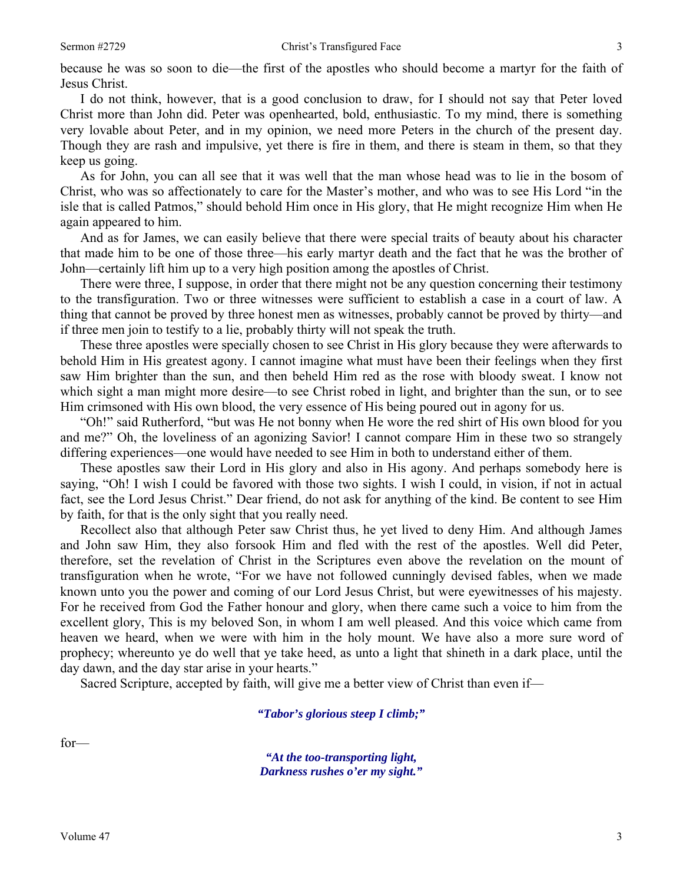because he was so soon to die—the first of the apostles who should become a martyr for the faith of Jesus Christ.

I do not think, however, that is a good conclusion to draw, for I should not say that Peter loved Christ more than John did. Peter was openhearted, bold, enthusiastic. To my mind, there is something very lovable about Peter, and in my opinion, we need more Peters in the church of the present day. Though they are rash and impulsive, yet there is fire in them, and there is steam in them, so that they keep us going.

As for John, you can all see that it was well that the man whose head was to lie in the bosom of Christ, who was so affectionately to care for the Master's mother, and who was to see His Lord "in the isle that is called Patmos," should behold Him once in His glory, that He might recognize Him when He again appeared to him.

And as for James, we can easily believe that there were special traits of beauty about his character that made him to be one of those three—his early martyr death and the fact that he was the brother of John—certainly lift him up to a very high position among the apostles of Christ.

There were three, I suppose, in order that there might not be any question concerning their testimony to the transfiguration. Two or three witnesses were sufficient to establish a case in a court of law. A thing that cannot be proved by three honest men as witnesses, probably cannot be proved by thirty—and if three men join to testify to a lie, probably thirty will not speak the truth.

These three apostles were specially chosen to see Christ in His glory because they were afterwards to behold Him in His greatest agony. I cannot imagine what must have been their feelings when they first saw Him brighter than the sun, and then beheld Him red as the rose with bloody sweat. I know not which sight a man might more desire—to see Christ robed in light, and brighter than the sun, or to see Him crimsoned with His own blood, the very essence of His being poured out in agony for us.

"Oh!" said Rutherford, "but was He not bonny when He wore the red shirt of His own blood for you and me?" Oh, the loveliness of an agonizing Savior! I cannot compare Him in these two so strangely differing experiences—one would have needed to see Him in both to understand either of them.

These apostles saw their Lord in His glory and also in His agony. And perhaps somebody here is saying, "Oh! I wish I could be favored with those two sights. I wish I could, in vision, if not in actual fact, see the Lord Jesus Christ." Dear friend, do not ask for anything of the kind. Be content to see Him by faith, for that is the only sight that you really need.

Recollect also that although Peter saw Christ thus, he yet lived to deny Him. And although James and John saw Him, they also forsook Him and fled with the rest of the apostles. Well did Peter, therefore, set the revelation of Christ in the Scriptures even above the revelation on the mount of transfiguration when he wrote, "For we have not followed cunningly devised fables, when we made known unto you the power and coming of our Lord Jesus Christ, but were eyewitnesses of his majesty. For he received from God the Father honour and glory, when there came such a voice to him from the excellent glory, This is my beloved Son, in whom I am well pleased. And this voice which came from heaven we heard, when we were with him in the holy mount. We have also a more sure word of prophecy; whereunto ye do well that ye take heed, as unto a light that shineth in a dark place, until the day dawn, and the day star arise in your hearts."

Sacred Scripture, accepted by faith, will give me a better view of Christ than even if—

*"Tabor's glorious steep I climb;"*

for—

*"At the too-transporting light,*
*Darkness rushes o'er my sight."*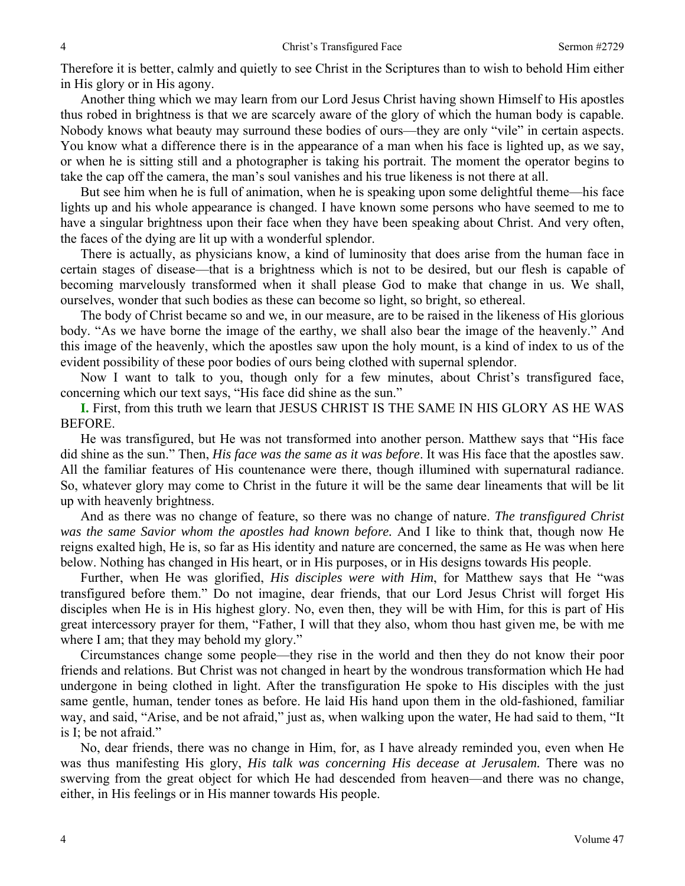Therefore it is better, calmly and quietly to see Christ in the Scriptures than to wish to behold Him either in His glory or in His agony.

Another thing which we may learn from our Lord Jesus Christ having shown Himself to His apostles thus robed in brightness is that we are scarcely aware of the glory of which the human body is capable. Nobody knows what beauty may surround these bodies of ours—they are only "vile" in certain aspects. You know what a difference there is in the appearance of a man when his face is lighted up, as we say, or when he is sitting still and a photographer is taking his portrait. The moment the operator begins to take the cap off the camera, the man's soul vanishes and his true likeness is not there at all.

But see him when he is full of animation, when he is speaking upon some delightful theme—his face lights up and his whole appearance is changed. I have known some persons who have seemed to me to have a singular brightness upon their face when they have been speaking about Christ. And very often, the faces of the dying are lit up with a wonderful splendor.

There is actually, as physicians know, a kind of luminosity that does arise from the human face in certain stages of disease—that is a brightness which is not to be desired, but our flesh is capable of becoming marvelously transformed when it shall please God to make that change in us. We shall, ourselves, wonder that such bodies as these can become so light, so bright, so ethereal.

The body of Christ became so and we, in our measure, are to be raised in the likeness of His glorious body. "As we have borne the image of the earthy, we shall also bear the image of the heavenly." And this image of the heavenly, which the apostles saw upon the holy mount, is a kind of index to us of the evident possibility of these poor bodies of ours being clothed with supernal splendor.

Now I want to talk to you, though only for a few minutes, about Christ's transfigured face, concerning which our text says, "His face did shine as the sun."

**I.** First, from this truth we learn that JESUS CHRIST IS THE SAME IN HIS GLORY AS HE WAS BEFORE.

He was transfigured, but He was not transformed into another person. Matthew says that "His face did shine as the sun." Then, *His face was the same as it was before*. It was His face that the apostles saw. All the familiar features of His countenance were there, though illumined with supernatural radiance. So, whatever glory may come to Christ in the future it will be the same dear lineaments that will be lit up with heavenly brightness.

And as there was no change of feature, so there was no change of nature. *The transfigured Christ was the same Savior whom the apostles had known before.* And I like to think that, though now He reigns exalted high, He is, so far as His identity and nature are concerned, the same as He was when here below. Nothing has changed in His heart, or in His purposes, or in His designs towards His people.

Further, when He was glorified, *His disciples were with Him*, for Matthew says that He "was transfigured before them." Do not imagine, dear friends, that our Lord Jesus Christ will forget His disciples when He is in His highest glory. No, even then, they will be with Him, for this is part of His great intercessory prayer for them, "Father, I will that they also, whom thou hast given me, be with me where I am; that they may behold my glory."

Circumstances change some people—they rise in the world and then they do not know their poor friends and relations. But Christ was not changed in heart by the wondrous transformation which He had undergone in being clothed in light. After the transfiguration He spoke to His disciples with the just same gentle, human, tender tones as before. He laid His hand upon them in the old-fashioned, familiar way, and said, "Arise, and be not afraid," just as, when walking upon the water, He had said to them, "It is I; be not afraid."

No, dear friends, there was no change in Him, for, as I have already reminded you, even when He was thus manifesting His glory, *His talk was concerning His decease at Jerusalem.* There was no swerving from the great object for which He had descended from heaven—and there was no change, either, in His feelings or in His manner towards His people.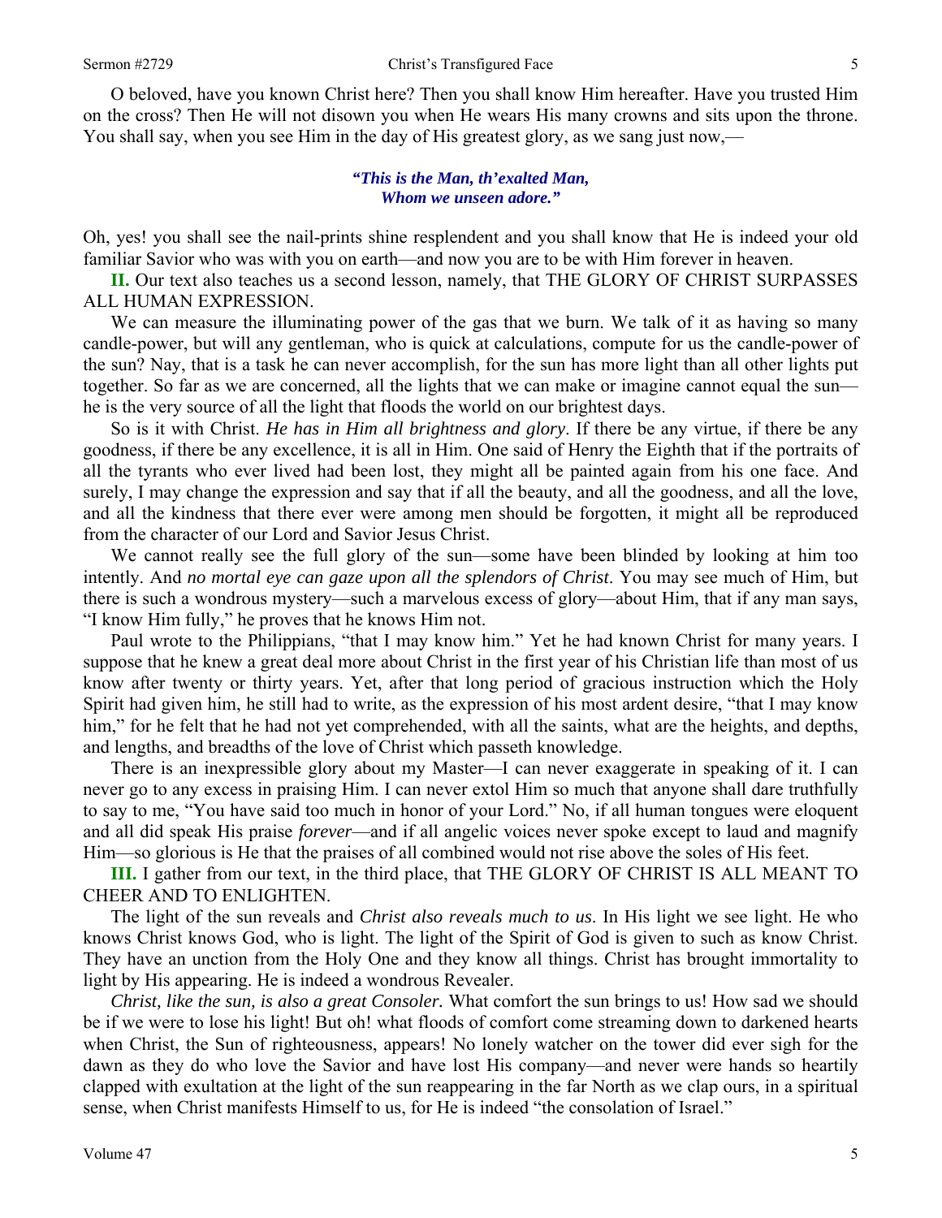O beloved, have you known Christ here? Then you shall know Him hereafter. Have you trusted Him on the cross? Then He will not disown you when He wears His many crowns and sits upon the throne. You shall say, when you see Him in the day of His greatest glory, as we sang just now,—

> ***"This is the Man, th'exalted Man,***
> ***Whom we unseen adore."***

Oh, yes! you shall see the nail-prints shine resplendent and you shall know that He is indeed your old familiar Savior who was with you on earth—and now you are to be with Him forever in heaven.

**II.** Our text also teaches us a second lesson, namely, that THE GLORY OF CHRIST SURPASSES ALL HUMAN EXPRESSION.

We can measure the illuminating power of the gas that we burn. We talk of it as having so many candle-power, but will any gentleman, who is quick at calculations, compute for us the candle-power of the sun? Nay, that is a task he can never accomplish, for the sun has more light than all other lights put together. So far as we are concerned, all the lights that we can make or imagine cannot equal the sun—he is the very source of all the light that floods the world on our brightest days.

So is it with Christ. *He has in Him all brightness and glory*. If there be any virtue, if there be any goodness, if there be any excellence, it is all in Him. One said of Henry the Eighth that if the portraits of all the tyrants who ever lived had been lost, they might all be painted again from his one face. And surely, I may change the expression and say that if all the beauty, and all the goodness, and all the love, and all the kindness that there ever were among men should be forgotten, it might all be reproduced from the character of our Lord and Savior Jesus Christ.

We cannot really see the full glory of the sun—some have been blinded by looking at him too intently. And *no mortal eye can gaze upon all the splendors of Christ*. You may see much of Him, but there is such a wondrous mystery—such a marvelous excess of glory—about Him, that if any man says, "I know Him fully," he proves that he knows Him not.

Paul wrote to the Philippians, "that I may know him." Yet he had known Christ for many years. I suppose that he knew a great deal more about Christ in the first year of his Christian life than most of us know after twenty or thirty years. Yet, after that long period of gracious instruction which the Holy Spirit had given him, he still had to write, as the expression of his most ardent desire, "that I may know him," for he felt that he had not yet comprehended, with all the saints, what are the heights, and depths, and lengths, and breadths of the love of Christ which passeth knowledge.

There is an inexpressible glory about my Master—I can never exaggerate in speaking of it. I can never go to any excess in praising Him. I can never extol Him so much that anyone shall dare truthfully to say to me, "You have said too much in honor of your Lord." No, if all human tongues were eloquent and all did speak His praise *forever*—and if all angelic voices never spoke except to laud and magnify Him—so glorious is He that the praises of all combined would not rise above the soles of His feet.

**III.** I gather from our text, in the third place, that THE GLORY OF CHRIST IS ALL MEANT TO CHEER AND TO ENLIGHTEN.

The light of the sun reveals and *Christ also reveals much to us*. In His light we see light. He who knows Christ knows God, who is light. The light of the Spirit of God is given to such as know Christ. They have an unction from the Holy One and they know all things. Christ has brought immortality to light by His appearing. He is indeed a wondrous Revealer.

*Christ, like the sun, is also a great Consoler.* What comfort the sun brings to us! How sad we should be if we were to lose his light! But oh! what floods of comfort come streaming down to darkened hearts when Christ, the Sun of righteousness, appears! No lonely watcher on the tower did ever sigh for the dawn as they do who love the Savior and have lost His company—and never were hands so heartily clapped with exultation at the light of the sun reappearing in the far North as we clap ours, in a spiritual sense, when Christ manifests Himself to us, for He is indeed "the consolation of Israel."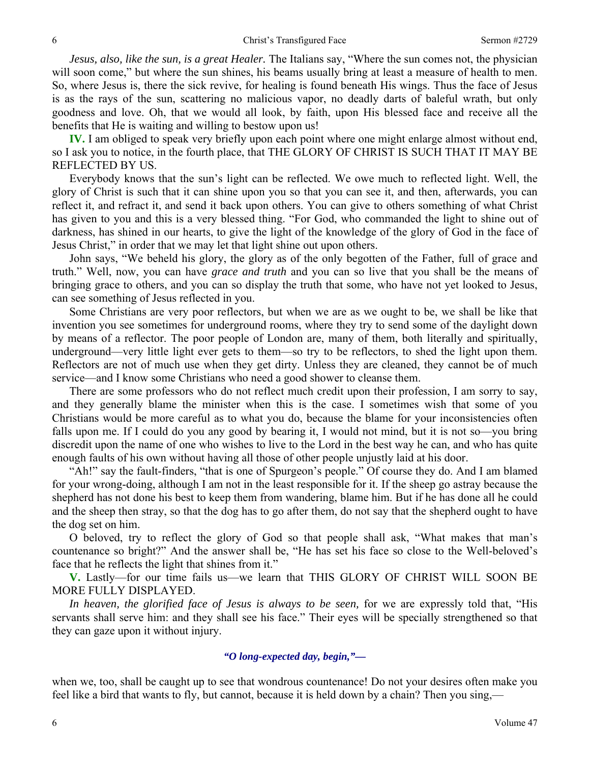*Jesus, also, like the sun, is a great Healer.* The Italians say, "Where the sun comes not, the physician will soon come," but where the sun shines, his beams usually bring at least a measure of health to men. So, where Jesus is, there the sick revive, for healing is found beneath His wings. Thus the face of Jesus is as the rays of the sun, scattering no malicious vapor, no deadly darts of baleful wrath, but only goodness and love. Oh, that we would all look, by faith, upon His blessed face and receive all the benefits that He is waiting and willing to bestow upon us!

**IV.** I am obliged to speak very briefly upon each point where one might enlarge almost without end, so I ask you to notice, in the fourth place, that THE GLORY OF CHRIST IS SUCH THAT IT MAY BE REFLECTED BY US.

Everybody knows that the sun's light can be reflected. We owe much to reflected light. Well, the glory of Christ is such that it can shine upon you so that you can see it, and then, afterwards, you can reflect it, and refract it, and send it back upon others. You can give to others something of what Christ has given to you and this is a very blessed thing. "For God, who commanded the light to shine out of darkness, has shined in our hearts, to give the light of the knowledge of the glory of God in the face of Jesus Christ," in order that we may let that light shine out upon others.

John says, "We beheld his glory, the glory as of the only begotten of the Father, full of grace and truth." Well, now, you can have *grace and truth* and you can so live that you shall be the means of bringing grace to others, and you can so display the truth that some, who have not yet looked to Jesus, can see something of Jesus reflected in you.

Some Christians are very poor reflectors, but when we are as we ought to be, we shall be like that invention you see sometimes for underground rooms, where they try to send some of the daylight down by means of a reflector. The poor people of London are, many of them, both literally and spiritually, underground—very little light ever gets to them—so try to be reflectors, to shed the light upon them. Reflectors are not of much use when they get dirty. Unless they are cleaned, they cannot be of much service—and I know some Christians who need a good shower to cleanse them.

There are some professors who do not reflect much credit upon their profession, I am sorry to say, and they generally blame the minister when this is the case. I sometimes wish that some of you Christians would be more careful as to what you do, because the blame for your inconsistencies often falls upon me. If I could do you any good by bearing it, I would not mind, but it is not so—you bring discredit upon the name of one who wishes to live to the Lord in the best way he can, and who has quite enough faults of his own without having all those of other people unjustly laid at his door.

"Ah!" say the fault-finders, "that is one of Spurgeon's people." Of course they do. And I am blamed for your wrong-doing, although I am not in the least responsible for it. If the sheep go astray because the shepherd has not done his best to keep them from wandering, blame him. But if he has done all he could and the sheep then stray, so that the dog has to go after them, do not say that the shepherd ought to have the dog set on him.

O beloved, try to reflect the glory of God so that people shall ask, "What makes that man's countenance so bright?" And the answer shall be, "He has set his face so close to the Well-beloved's face that he reflects the light that shines from it."

**V.** Lastly—for our time fails us—we learn that THIS GLORY OF CHRIST WILL SOON BE MORE FULLY DISPLAYED.

*In heaven, the glorified face of Jesus is always to be seen,* for we are expressly told that, "His servants shall serve him: and they shall see his face." Their eyes will be specially strengthened so that they can gaze upon it without injury.

***"O long-expected day, begin,"—***

when we, too, shall be caught up to see that wondrous countenance! Do not your desires often make you feel like a bird that wants to fly, but cannot, because it is held down by a chain? Then you sing,—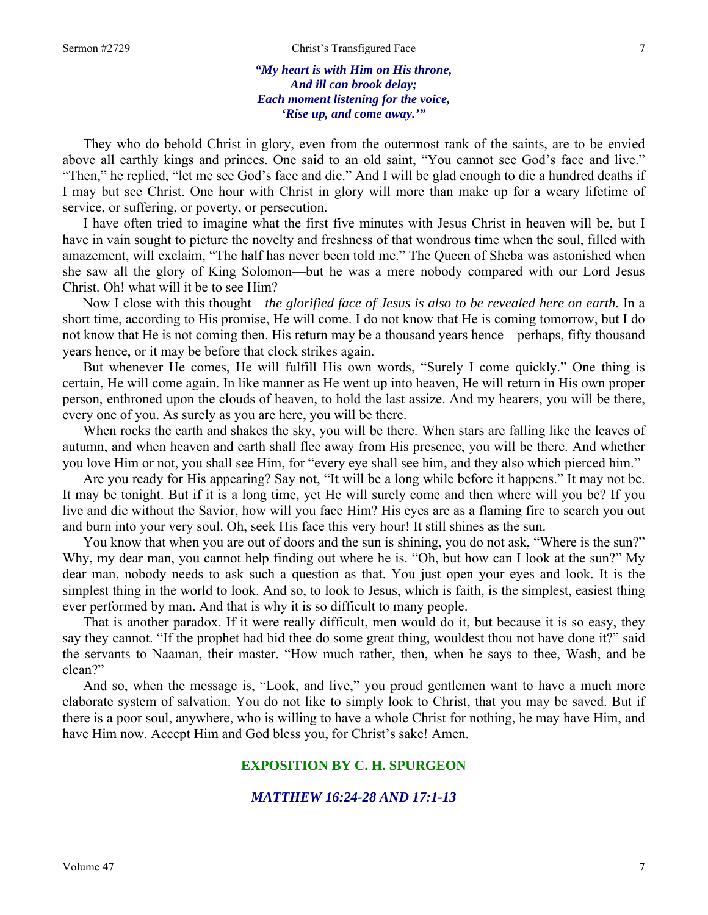*"My heart is with Him on His throne,*
*And ill can brook delay;*
*Each moment listening for the voice,*
*'Rise up, and come away.'"*

They who do behold Christ in glory, even from the outermost rank of the saints, are to be envied above all earthly kings and princes. One said to an old saint, "You cannot see God's face and live." "Then," he replied, "let me see God's face and die." And I will be glad enough to die a hundred deaths if I may but see Christ. One hour with Christ in glory will more than make up for a weary lifetime of service, or suffering, or poverty, or persecution.

I have often tried to imagine what the first five minutes with Jesus Christ in heaven will be, but I have in vain sought to picture the novelty and freshness of that wondrous time when the soul, filled with amazement, will exclaim, "The half has never been told me." The Queen of Sheba was astonished when she saw all the glory of King Solomon—but he was a mere nobody compared with our Lord Jesus Christ. Oh! what will it be to see Him?

Now I close with this thought—*the glorified face of Jesus is also to be revealed here on earth.* In a short time, according to His promise, He will come. I do not know that He is coming tomorrow, but I do not know that He is not coming then. His return may be a thousand years hence—perhaps, fifty thousand years hence, or it may be before that clock strikes again.

But whenever He comes, He will fulfill His own words, "Surely I come quickly." One thing is certain, He will come again. In like manner as He went up into heaven, He will return in His own proper person, enthroned upon the clouds of heaven, to hold the last assize. And my hearers, you will be there, every one of you. As surely as you are here, you will be there.

When rocks the earth and shakes the sky, you will be there. When stars are falling like the leaves of autumn, and when heaven and earth shall flee away from His presence, you will be there. And whether you love Him or not, you shall see Him, for "every eye shall see him, and they also which pierced him."

Are you ready for His appearing? Say not, "It will be a long while before it happens." It may not be. It may be tonight. But if it is a long time, yet He will surely come and then where will you be? If you live and die without the Savior, how will you face Him? His eyes are as a flaming fire to search you out and burn into your very soul. Oh, seek His face this very hour! It still shines as the sun.

You know that when you are out of doors and the sun is shining, you do not ask, "Where is the sun?" Why, my dear man, you cannot help finding out where he is. "Oh, but how can I look at the sun?" My dear man, nobody needs to ask such a question as that. You just open your eyes and look. It is the simplest thing in the world to look. And so, to look to Jesus, which is faith, is the simplest, easiest thing ever performed by man. And that is why it is so difficult to many people.

That is another paradox. If it were really difficult, men would do it, but because it is so easy, they say they cannot. "If the prophet had bid thee do some great thing, wouldest thou not have done it?" said the servants to Naaman, their master. "How much rather, then, when he says to thee, Wash, and be clean?"

And so, when the message is, "Look, and live," you proud gentlemen want to have a much more elaborate system of salvation. You do not like to simply look to Christ, that you may be saved. But if there is a poor soul, anywhere, who is willing to have a whole Christ for nothing, he may have Him, and have Him now. Accept Him and God bless you, for Christ's sake! Amen.

## EXPOSITION BY C. H. SPURGEON

### *MATTHEW 16:24-28 AND 17:1-13*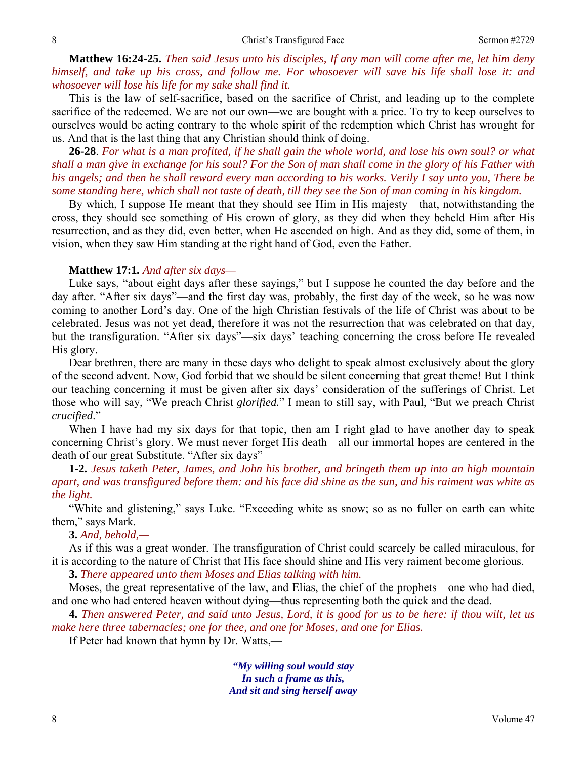**Matthew 16:24-25.** *Then said Jesus unto his disciples, If any man will come after me, let him deny himself, and take up his cross, and follow me. For whosoever will save his life shall lose it: and whosoever will lose his life for my sake shall find it.*

This is the law of self-sacrifice, based on the sacrifice of Christ, and leading up to the complete sacrifice of the redeemed. We are not our own—we are bought with a price. To try to keep ourselves to ourselves would be acting contrary to the whole spirit of the redemption which Christ has wrought for us. And that is the last thing that any Christian should think of doing.

**26-28**. *For what is a man profited, if he shall gain the whole world, and lose his own soul? or what shall a man give in exchange for his soul? For the Son of man shall come in the glory of his Father with his angels; and then he shall reward every man according to his works. Verily I say unto you, There be some standing here, which shall not taste of death, till they see the Son of man coming in his kingdom.*

By which, I suppose He meant that they should see Him in His majesty—that, notwithstanding the cross, they should see something of His crown of glory, as they did when they beheld Him after His resurrection, and as they did, even better, when He ascended on high. And as they did, some of them, in vision, when they saw Him standing at the right hand of God, even the Father.

**Matthew 17:1.** *And after six days—*

Luke says, "about eight days after these sayings," but I suppose he counted the day before and the day after. "After six days"—and the first day was, probably, the first day of the week, so he was now coming to another Lord's day. One of the high Christian festivals of the life of Christ was about to be celebrated. Jesus was not yet dead, therefore it was not the resurrection that was celebrated on that day, but the transfiguration. "After six days"—six days' teaching concerning the cross before He revealed His glory.

Dear brethren, there are many in these days who delight to speak almost exclusively about the glory of the second advent. Now, God forbid that we should be silent concerning that great theme! But I think our teaching concerning it must be given after six days' consideration of the sufferings of Christ. Let those who will say, "We preach Christ *glorified.*" I mean to still say, with Paul, "But we preach Christ *crucified*."

When I have had my six days for that topic, then am I right glad to have another day to speak concerning Christ's glory. We must never forget His death—all our immortal hopes are centered in the death of our great Substitute. "After six days"—

**1-2.** *Jesus taketh Peter, James, and John his brother, and bringeth them up into an high mountain apart, and was transfigured before them: and his face did shine as the sun, and his raiment was white as the light.*

"White and glistening," says Luke. "Exceeding white as snow; so as no fuller on earth can white them," says Mark.

**3.** *And, behold,—*

As if this was a great wonder. The transfiguration of Christ could scarcely be called miraculous, for it is according to the nature of Christ that His face should shine and His very raiment become glorious.

**3.** *There appeared unto them Moses and Elias talking with him.*

Moses, the great representative of the law, and Elias, the chief of the prophets—one who had died, and one who had entered heaven without dying—thus representing both the quick and the dead.

**4.** *Then answered Peter, and said unto Jesus, Lord, it is good for us to be here: if thou wilt, let us make here three tabernacles; one for thee, and one for Moses, and one for Elias.*

If Peter had known that hymn by Dr. Watts,—

> ***"My willing soul would stay***
> ***In such a frame as this,***
> ***And sit and sing herself away***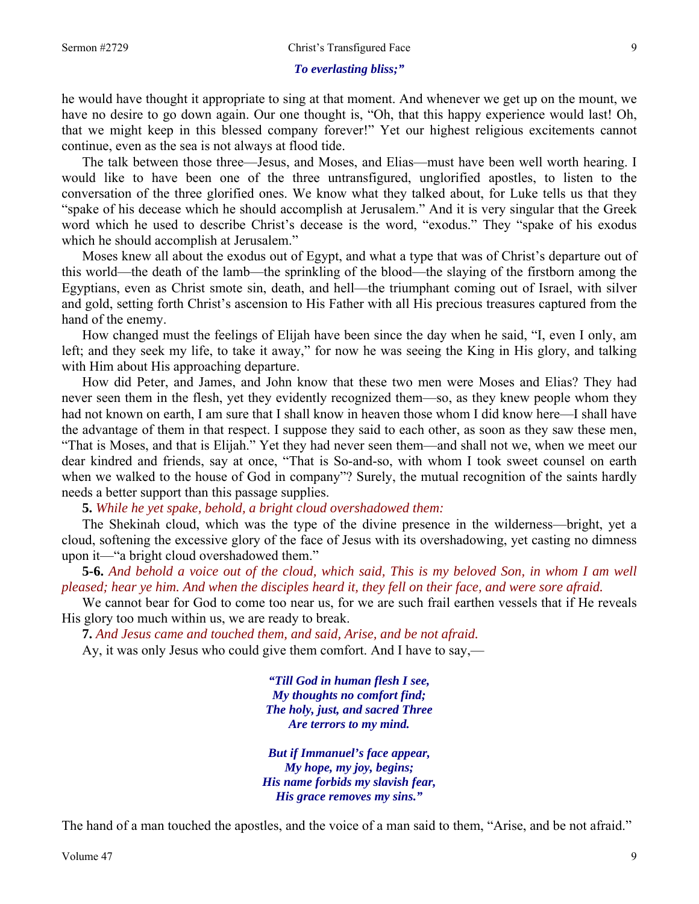*To everlasting bliss;"*

he would have thought it appropriate to sing at that moment. And whenever we get up on the mount, we have no desire to go down again. Our one thought is, "Oh, that this happy experience would last! Oh, that we might keep in this blessed company forever!" Yet our highest religious excitements cannot continue, even as the sea is not always at flood tide.

The talk between those three—Jesus, and Moses, and Elias—must have been well worth hearing. I would like to have been one of the three untransfigured, unglorified apostles, to listen to the conversation of the three glorified ones. We know what they talked about, for Luke tells us that they "spake of his decease which he should accomplish at Jerusalem." And it is very singular that the Greek word which he used to describe Christ's decease is the word, "exodus." They "spake of his exodus which he should accomplish at Jerusalem."

Moses knew all about the exodus out of Egypt, and what a type that was of Christ's departure out of this world—the death of the lamb—the sprinkling of the blood—the slaying of the firstborn among the Egyptians, even as Christ smote sin, death, and hell—the triumphant coming out of Israel, with silver and gold, setting forth Christ's ascension to His Father with all His precious treasures captured from the hand of the enemy.

How changed must the feelings of Elijah have been since the day when he said, "I, even I only, am left; and they seek my life, to take it away," for now he was seeing the King in His glory, and talking with Him about His approaching departure.

How did Peter, and James, and John know that these two men were Moses and Elias? They had never seen them in the flesh, yet they evidently recognized them—so, as they knew people whom they had not known on earth, I am sure that I shall know in heaven those whom I did know here—I shall have the advantage of them in that respect. I suppose they said to each other, as soon as they saw these men, "That is Moses, and that is Elijah." Yet they had never seen them—and shall not we, when we meet our dear kindred and friends, say at once, "That is So-and-so, with whom I took sweet counsel on earth when we walked to the house of God in company"? Surely, the mutual recognition of the saints hardly needs a better support than this passage supplies.

**5.** *While he yet spake, behold, a bright cloud overshadowed them:*

The Shekinah cloud, which was the type of the divine presence in the wilderness—bright, yet a cloud, softening the excessive glory of the face of Jesus with its overshadowing, yet casting no dimness upon it—"a bright cloud overshadowed them."

**5-6.** *And behold a voice out of the cloud, which said, This is my beloved Son, in whom I am well pleased; hear ye him. And when the disciples heard it, they fell on their face, and were sore afraid.*

We cannot bear for God to come too near us, for we are such frail earthen vessels that if He reveals His glory too much within us, we are ready to break.

**7.** *And Jesus came and touched them, and said, Arise, and be not afraid.*

Ay, it was only Jesus who could give them comfort. And I have to say,—

*"Till God in human flesh I see,*
*My thoughts no comfort find;*
*The holy, just, and sacred Three*
*Are terrors to my mind.*

*But if Immanuel's face appear,*
*My hope, my joy, begins;*
*His name forbids my slavish fear,*
*His grace removes my sins."*

The hand of a man touched the apostles, and the voice of a man said to them, "Arise, and be not afraid."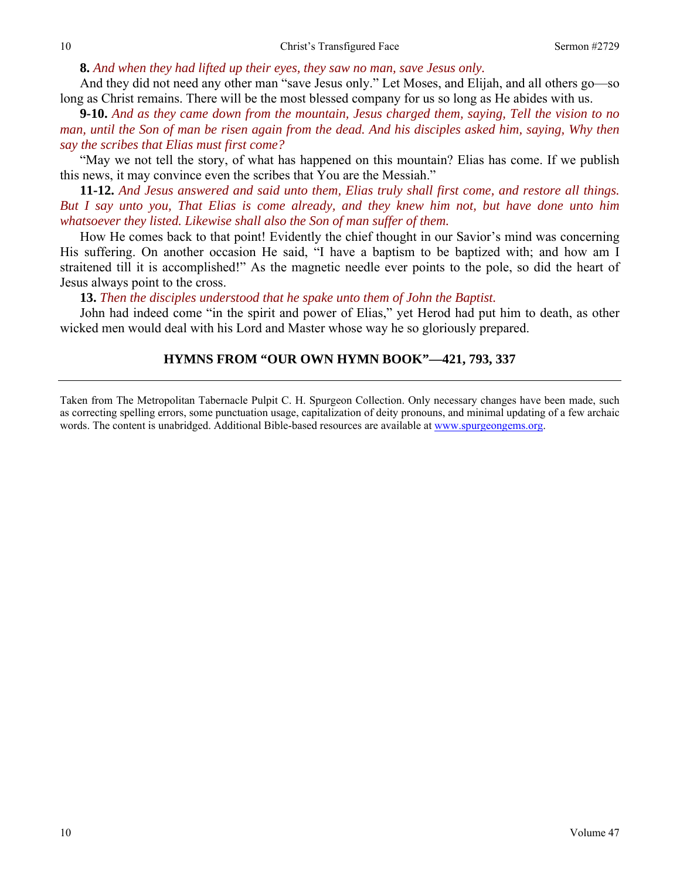**8.** *And when they had lifted up their eyes, they saw no man, save Jesus only.*

And they did not need any other man "save Jesus only." Let Moses, and Elijah, and all others go—so long as Christ remains. There will be the most blessed company for us so long as He abides with us.

**9-10.** *And as they came down from the mountain, Jesus charged them, saying, Tell the vision to no man, until the Son of man be risen again from the dead. And his disciples asked him, saying, Why then say the scribes that Elias must first come?*

"May we not tell the story, of what has happened on this mountain? Elias has come. If we publish this news, it may convince even the scribes that You are the Messiah."

**11-12.** *And Jesus answered and said unto them, Elias truly shall first come, and restore all things. But I say unto you, That Elias is come already, and they knew him not, but have done unto him whatsoever they listed. Likewise shall also the Son of man suffer of them.*

How He comes back to that point! Evidently the chief thought in our Savior's mind was concerning His suffering. On another occasion He said, "I have a baptism to be baptized with; and how am I straitened till it is accomplished!" As the magnetic needle ever points to the pole, so did the heart of Jesus always point to the cross.

**13.** *Then the disciples understood that he spake unto them of John the Baptist.*

John had indeed come "in the spirit and power of Elias," yet Herod had put him to death, as other wicked men would deal with his Lord and Master whose way he so gloriously prepared.

**HYMNS FROM "OUR OWN HYMN BOOK"—421, 793, 337**

---

Taken from The Metropolitan Tabernacle Pulpit C. H. Spurgeon Collection. Only necessary changes have been made, such as correcting spelling errors, some punctuation usage, capitalization of deity pronouns, and minimal updating of a few archaic words. The content is unabridged. Additional Bible-based resources are available at www.spurgeongems.org.